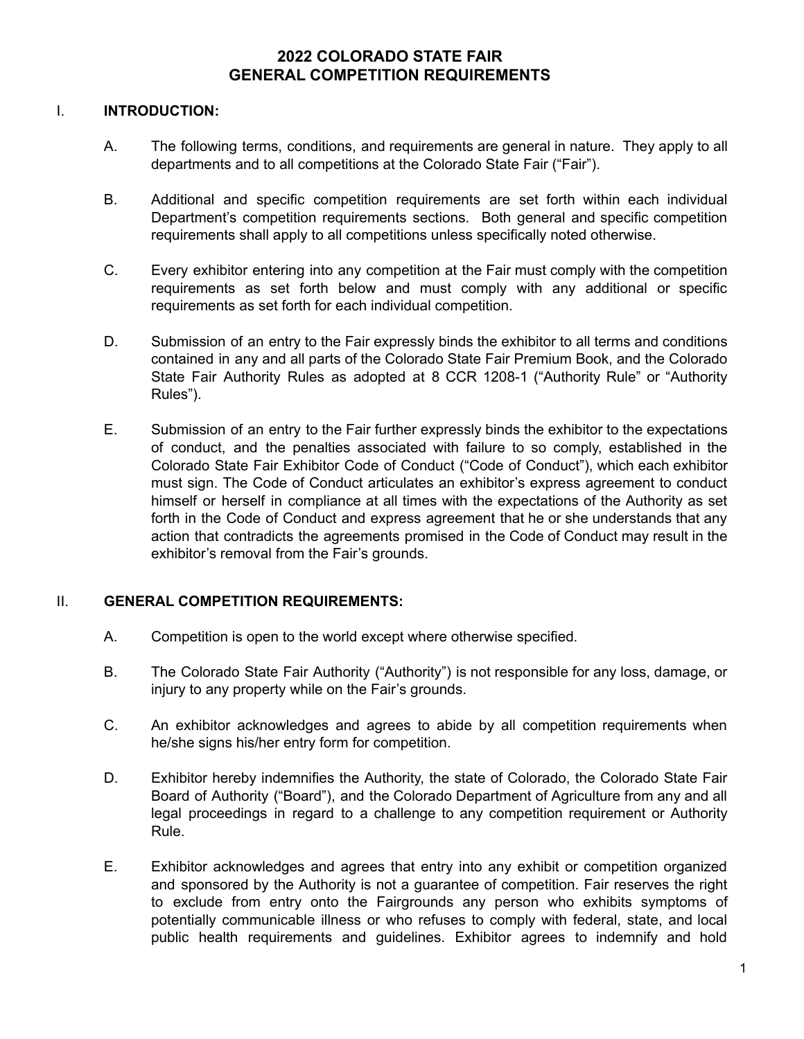# 2022 COLORADO STATE FAIR
# GENERAL COMPETITION REQUIREMENTS

## I. INTRODUCTION:

A. The following terms, conditions, and requirements are general in nature. They apply to all departments and to all competitions at the Colorado State Fair ("Fair").

B. Additional and specific competition requirements are set forth within each individual Department's competition requirements sections. Both general and specific competition requirements shall apply to all competitions unless specifically noted otherwise.

C. Every exhibitor entering into any competition at the Fair must comply with the competition requirements as set forth below and must comply with any additional or specific requirements as set forth for each individual competition.

D. Submission of an entry to the Fair expressly binds the exhibitor to all terms and conditions contained in any and all parts of the Colorado State Fair Premium Book, and the Colorado State Fair Authority Rules as adopted at 8 CCR 1208-1 ("Authority Rule" or "Authority Rules").

E. Submission of an entry to the Fair further expressly binds the exhibitor to the expectations of conduct, and the penalties associated with failure to so comply, established in the Colorado State Fair Exhibitor Code of Conduct ("Code of Conduct"), which each exhibitor must sign. The Code of Conduct articulates an exhibitor's express agreement to conduct himself or herself in compliance at all times with the expectations of the Authority as set forth in the Code of Conduct and express agreement that he or she understands that any action that contradicts the agreements promised in the Code of Conduct may result in the exhibitor's removal from the Fair's grounds.

## II. GENERAL COMPETITION REQUIREMENTS:

A. Competition is open to the world except where otherwise specified.

B. The Colorado State Fair Authority ("Authority") is not responsible for any loss, damage, or injury to any property while on the Fair's grounds.

C. An exhibitor acknowledges and agrees to abide by all competition requirements when he/she signs his/her entry form for competition.

D. Exhibitor hereby indemnifies the Authority, the state of Colorado, the Colorado State Fair Board of Authority ("Board"), and the Colorado Department of Agriculture from any and all legal proceedings in regard to a challenge to any competition requirement or Authority Rule.

E. Exhibitor acknowledges and agrees that entry into any exhibit or competition organized and sponsored by the Authority is not a guarantee of competition. Fair reserves the right to exclude from entry onto the Fairgrounds any person who exhibits symptoms of potentially communicable illness or who refuses to comply with federal, state, and local public health requirements and guidelines. Exhibitor agrees to indemnify and hold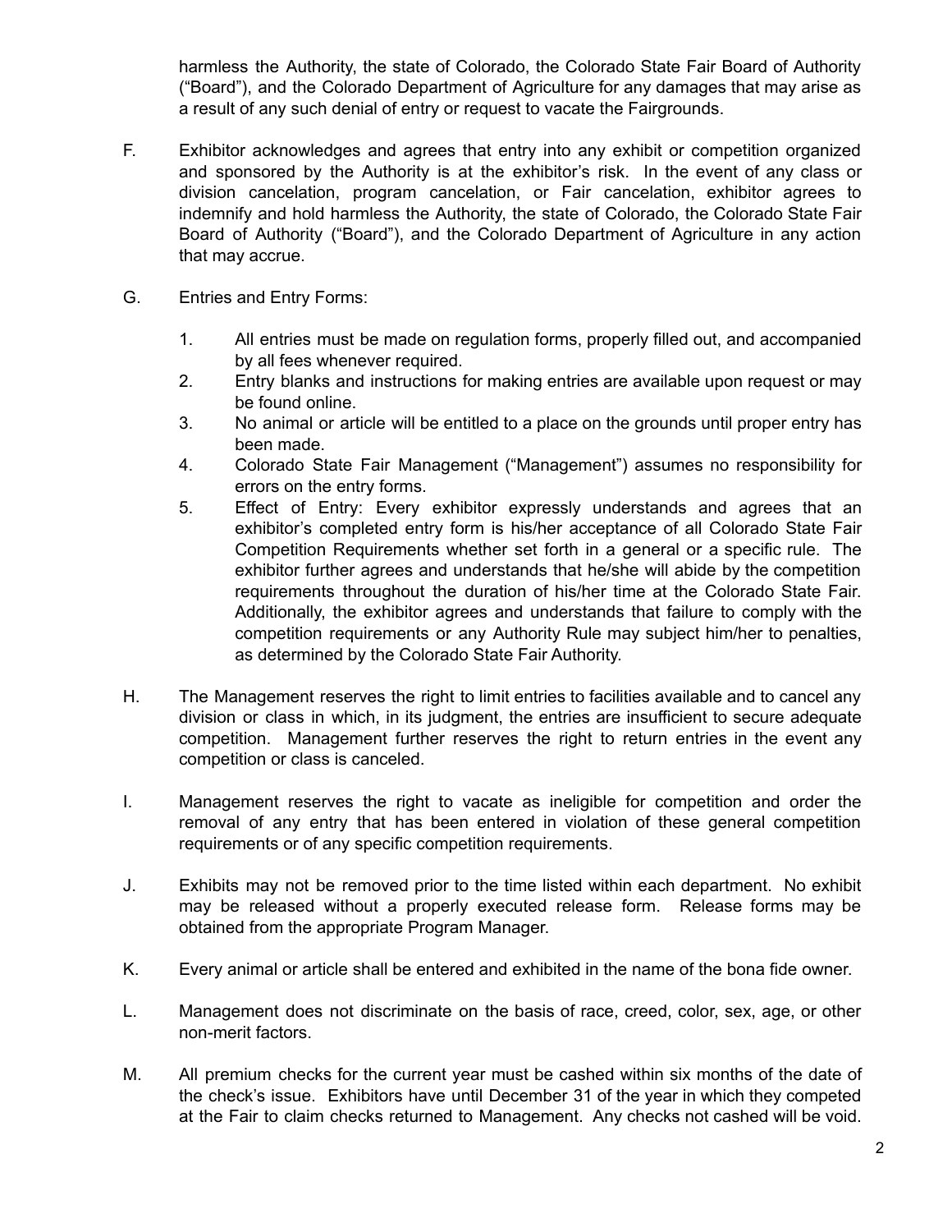harmless the Authority, the state of Colorado, the Colorado State Fair Board of Authority ("Board"), and the Colorado Department of Agriculture for any damages that may arise as a result of any such denial of entry or request to vacate the Fairgrounds.

F. Exhibitor acknowledges and agrees that entry into any exhibit or competition organized and sponsored by the Authority is at the exhibitor's risk. In the event of any class or division cancelation, program cancelation, or Fair cancelation, exhibitor agrees to indemnify and hold harmless the Authority, the state of Colorado, the Colorado State Fair Board of Authority ("Board"), and the Colorado Department of Agriculture in any action that may accrue.

G. Entries and Entry Forms:

   1. All entries must be made on regulation forms, properly filled out, and accompanied by all fees whenever required.
   2. Entry blanks and instructions for making entries are available upon request or may be found online.
   3. No animal or article will be entitled to a place on the grounds until proper entry has been made.
   4. Colorado State Fair Management ("Management") assumes no responsibility for errors on the entry forms.
   5. Effect of Entry: Every exhibitor expressly understands and agrees that an exhibitor's completed entry form is his/her acceptance of all Colorado State Fair Competition Requirements whether set forth in a general or a specific rule. The exhibitor further agrees and understands that he/she will abide by the competition requirements throughout the duration of his/her time at the Colorado State Fair. Additionally, the exhibitor agrees and understands that failure to comply with the competition requirements or any Authority Rule may subject him/her to penalties, as determined by the Colorado State Fair Authority.

H. The Management reserves the right to limit entries to facilities available and to cancel any division or class in which, in its judgment, the entries are insufficient to secure adequate competition. Management further reserves the right to return entries in the event any competition or class is canceled.

I. Management reserves the right to vacate as ineligible for competition and order the removal of any entry that has been entered in violation of these general competition requirements or of any specific competition requirements.

J. Exhibits may not be removed prior to the time listed within each department. No exhibit may be released without a properly executed release form. Release forms may be obtained from the appropriate Program Manager.

K. Every animal or article shall be entered and exhibited in the name of the bona fide owner.

L. Management does not discriminate on the basis of race, creed, color, sex, age, or other non-merit factors.

M. All premium checks for the current year must be cashed within six months of the date of the check's issue. Exhibitors have until December 31 of the year in which they competed at the Fair to claim checks returned to Management. Any checks not cashed will be void.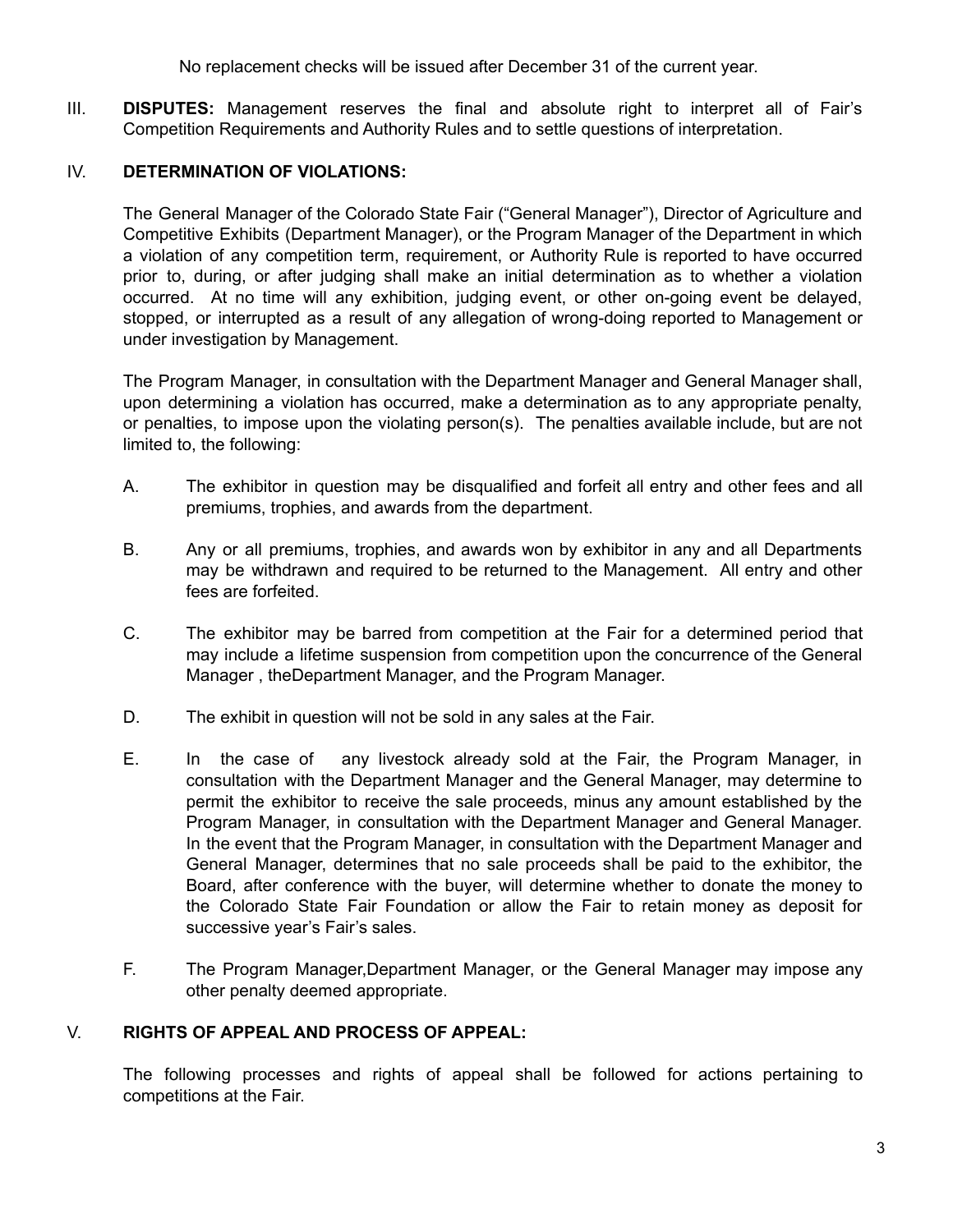No replacement checks will be issued after December 31 of the current year.

III. **DISPUTES:** Management reserves the final and absolute right to interpret all of Fair's Competition Requirements and Authority Rules and to settle questions of interpretation.

IV. **DETERMINATION OF VIOLATIONS:**

The General Manager of the Colorado State Fair ("General Manager"), Director of Agriculture and Competitive Exhibits (Department Manager), or the Program Manager of the Department in which a violation of any competition term, requirement, or Authority Rule is reported to have occurred prior to, during, or after judging shall make an initial determination as to whether a violation occurred. At no time will any exhibition, judging event, or other on-going event be delayed, stopped, or interrupted as a result of any allegation of wrong-doing reported to Management or under investigation by Management.

The Program Manager, in consultation with the Department Manager and General Manager shall, upon determining a violation has occurred, make a determination as to any appropriate penalty, or penalties, to impose upon the violating person(s). The penalties available include, but are not limited to, the following:

A. The exhibitor in question may be disqualified and forfeit all entry and other fees and all premiums, trophies, and awards from the department.

B. Any or all premiums, trophies, and awards won by exhibitor in any and all Departments may be withdrawn and required to be returned to the Management. All entry and other fees are forfeited.

C. The exhibitor may be barred from competition at the Fair for a determined period that may include a lifetime suspension from competition upon the concurrence of the General Manager , theDepartment Manager, and the Program Manager.

D. The exhibit in question will not be sold in any sales at the Fair.

E. In the case of any livestock already sold at the Fair, the Program Manager, in consultation with the Department Manager and the General Manager, may determine to permit the exhibitor to receive the sale proceeds, minus any amount established by the Program Manager, in consultation with the Department Manager and General Manager. In the event that the Program Manager, in consultation with the Department Manager and General Manager, determines that no sale proceeds shall be paid to the exhibitor, the Board, after conference with the buyer, will determine whether to donate the money to the Colorado State Fair Foundation or allow the Fair to retain money as deposit for successive year's Fair's sales.

F. The Program Manager,Department Manager, or the General Manager may impose any other penalty deemed appropriate.

V. **RIGHTS OF APPEAL AND PROCESS OF APPEAL:**

The following processes and rights of appeal shall be followed for actions pertaining to competitions at the Fair.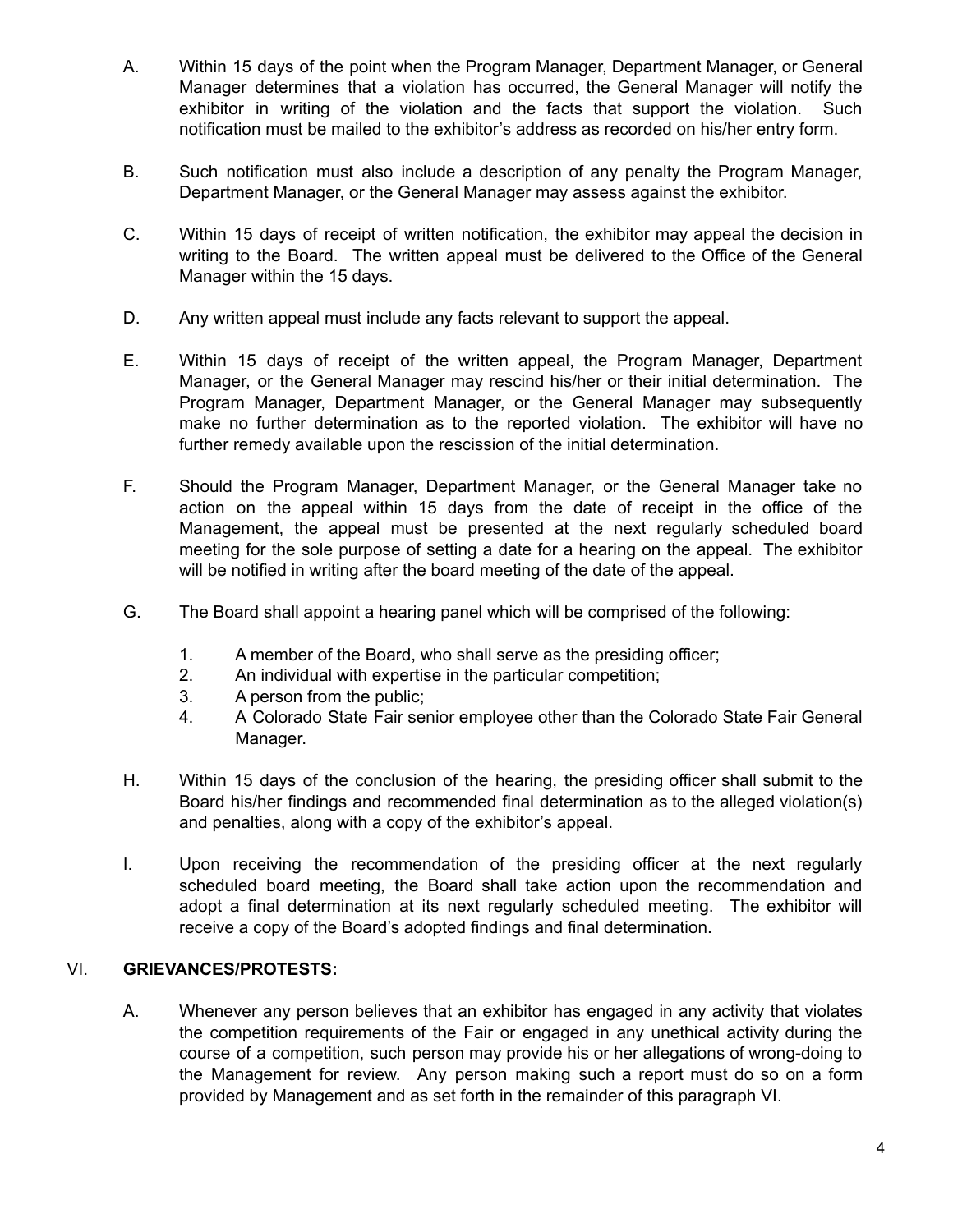A. Within 15 days of the point when the Program Manager, Department Manager, or General Manager determines that a violation has occurred, the General Manager will notify the exhibitor in writing of the violation and the facts that support the violation. Such notification must be mailed to the exhibitor's address as recorded on his/her entry form.

B. Such notification must also include a description of any penalty the Program Manager, Department Manager, or the General Manager may assess against the exhibitor.

C. Within 15 days of receipt of written notification, the exhibitor may appeal the decision in writing to the Board. The written appeal must be delivered to the Office of the General Manager within the 15 days.

D. Any written appeal must include any facts relevant to support the appeal.

E. Within 15 days of receipt of the written appeal, the Program Manager, Department Manager, or the General Manager may rescind his/her or their initial determination. The Program Manager, Department Manager, or the General Manager may subsequently make no further determination as to the reported violation. The exhibitor will have no further remedy available upon the rescission of the initial determination.

F. Should the Program Manager, Department Manager, or the General Manager take no action on the appeal within 15 days from the date of receipt in the office of the Management, the appeal must be presented at the next regularly scheduled board meeting for the sole purpose of setting a date for a hearing on the appeal. The exhibitor will be notified in writing after the board meeting of the date of the appeal.

G. The Board shall appoint a hearing panel which will be comprised of the following:

   1. A member of the Board, who shall serve as the presiding officer;
   2. An individual with expertise in the particular competition;
   3. A person from the public;
   4. A Colorado State Fair senior employee other than the Colorado State Fair General Manager.

H. Within 15 days of the conclusion of the hearing, the presiding officer shall submit to the Board his/her findings and recommended final determination as to the alleged violation(s) and penalties, along with a copy of the exhibitor's appeal.

I. Upon receiving the recommendation of the presiding officer at the next regularly scheduled board meeting, the Board shall take action upon the recommendation and adopt a final determination at its next regularly scheduled meeting. The exhibitor will receive a copy of the Board's adopted findings and final determination.

## VI. GRIEVANCES/PROTESTS:

A. Whenever any person believes that an exhibitor has engaged in any activity that violates the competition requirements of the Fair or engaged in any unethical activity during the course of a competition, such person may provide his or her allegations of wrong-doing to the Management for review. Any person making such a report must do so on a form provided by Management and as set forth in the remainder of this paragraph VI.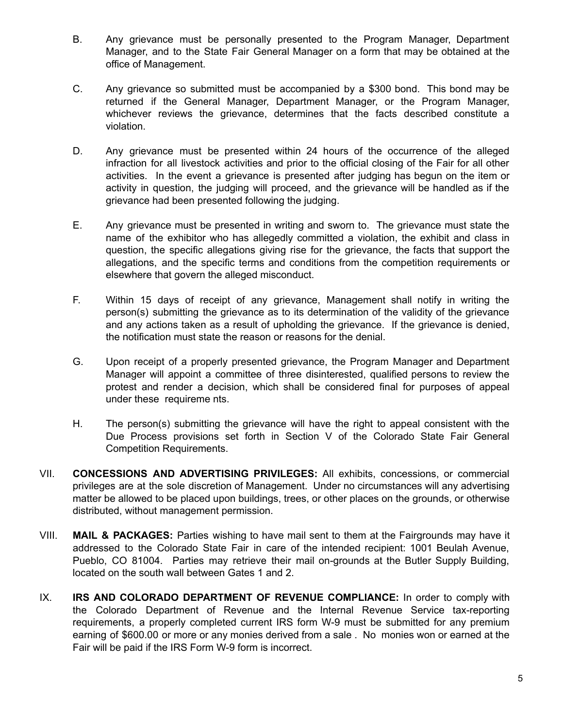B. Any grievance must be personally presented to the Program Manager, Department Manager, and to the State Fair General Manager on a form that may be obtained at the office of Management.

C. Any grievance so submitted must be accompanied by a $300 bond. This bond may be returned if the General Manager, Department Manager, or the Program Manager, whichever reviews the grievance, determines that the facts described constitute a violation.

D. Any grievance must be presented within 24 hours of the occurrence of the alleged infraction for all livestock activities and prior to the official closing of the Fair for all other activities. In the event a grievance is presented after judging has begun on the item or activity in question, the judging will proceed, and the grievance will be handled as if the grievance had been presented following the judging.

E. Any grievance must be presented in writing and sworn to. The grievance must state the name of the exhibitor who has allegedly committed a violation, the exhibit and class in question, the specific allegations giving rise for the grievance, the facts that support the allegations, and the specific terms and conditions from the competition requirements or elsewhere that govern the alleged misconduct.

F. Within 15 days of receipt of any grievance, Management shall notify in writing the person(s) submitting the grievance as to its determination of the validity of the grievance and any actions taken as a result of upholding the grievance. If the grievance is denied, the notification must state the reason or reasons for the denial.

G. Upon receipt of a properly presented grievance, the Program Manager and Department Manager will appoint a committee of three disinterested, qualified persons to review the protest and render a decision, which shall be considered final for purposes of appeal under these requireme nts.

H. The person(s) submitting the grievance will have the right to appeal consistent with the Due Process provisions set forth in Section V of the Colorado State Fair General Competition Requirements.

VII. **CONCESSIONS AND ADVERTISING PRIVILEGES:** All exhibits, concessions, or commercial privileges are at the sole discretion of Management. Under no circumstances will any advertising matter be allowed to be placed upon buildings, trees, or other places on the grounds, or otherwise distributed, without management permission.

VIII. **MAIL & PACKAGES:** Parties wishing to have mail sent to them at the Fairgrounds may have it addressed to the Colorado State Fair in care of the intended recipient: 1001 Beulah Avenue, Pueblo, CO 81004. Parties may retrieve their mail on-grounds at the Butler Supply Building, located on the south wall between Gates 1 and 2.

IX. **IRS AND COLORADO DEPARTMENT OF REVENUE COMPLIANCE:** In order to comply with the Colorado Department of Revenue and the Internal Revenue Service tax-reporting requirements, a properly completed current IRS form W-9 must be submitted for any premium earning of $600.00 or more or any monies derived from a sale . No monies won or earned at the Fair will be paid if the IRS Form W-9 form is incorrect.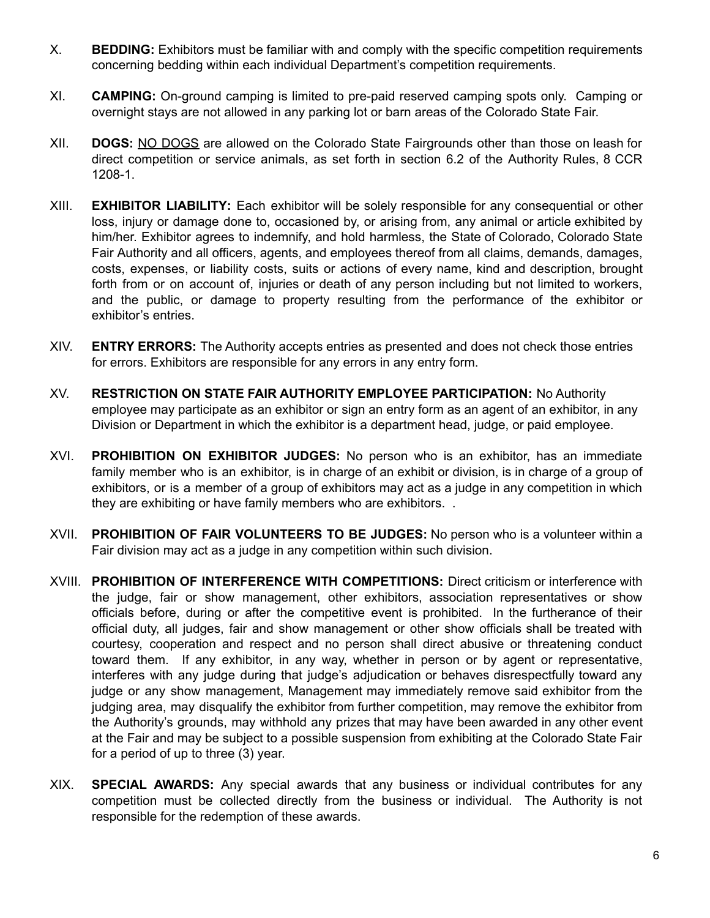X. **BEDDING:** Exhibitors must be familiar with and comply with the specific competition requirements concerning bedding within each individual Department's competition requirements.

XI. **CAMPING:** On-ground camping is limited to pre-paid reserved camping spots only. Camping or overnight stays are not allowed in any parking lot or barn areas of the Colorado State Fair.

XII. **DOGS:** <u>NO DOGS</u> are allowed on the Colorado State Fairgrounds other than those on leash for direct competition or service animals, as set forth in section 6.2 of the Authority Rules, 8 CCR 1208-1.

XIII. **EXHIBITOR LIABILITY:** Each exhibitor will be solely responsible for any consequential or other loss, injury or damage done to, occasioned by, or arising from, any animal or article exhibited by him/her. Exhibitor agrees to indemnify, and hold harmless, the State of Colorado, Colorado State Fair Authority and all officers, agents, and employees thereof from all claims, demands, damages, costs, expenses, or liability costs, suits or actions of every name, kind and description, brought forth from or on account of, injuries or death of any person including but not limited to workers, and the public, or damage to property resulting from the performance of the exhibitor or exhibitor's entries.

XIV. **ENTRY ERRORS:** The Authority accepts entries as presented and does not check those entries for errors. Exhibitors are responsible for any errors in any entry form.

XV. **RESTRICTION ON STATE FAIR AUTHORITY EMPLOYEE PARTICIPATION:** No Authority employee may participate as an exhibitor or sign an entry form as an agent of an exhibitor, in any Division or Department in which the exhibitor is a department head, judge, or paid employee.

XVI. **PROHIBITION ON EXHIBITOR JUDGES:** No person who is an exhibitor, has an immediate family member who is an exhibitor, is in charge of an exhibit or division, is in charge of a group of exhibitors, or is a member of a group of exhibitors may act as a judge in any competition in which they are exhibiting or have family members who are exhibitors. .

XVII. **PROHIBITION OF FAIR VOLUNTEERS TO BE JUDGES:** No person who is a volunteer within a Fair division may act as a judge in any competition within such division.

XVIII. **PROHIBITION OF INTERFERENCE WITH COMPETITIONS:** Direct criticism or interference with the judge, fair or show management, other exhibitors, association representatives or show officials before, during or after the competitive event is prohibited. In the furtherance of their official duty, all judges, fair and show management or other show officials shall be treated with courtesy, cooperation and respect and no person shall direct abusive or threatening conduct toward them. If any exhibitor, in any way, whether in person or by agent or representative, interferes with any judge during that judge's adjudication or behaves disrespectfully toward any judge or any show management, Management may immediately remove said exhibitor from the judging area, may disqualify the exhibitor from further competition, may remove the exhibitor from the Authority's grounds, may withhold any prizes that may have been awarded in any other event at the Fair and may be subject to a possible suspension from exhibiting at the Colorado State Fair for a period of up to three (3) year.

XIX. **SPECIAL AWARDS:** Any special awards that any business or individual contributes for any competition must be collected directly from the business or individual. The Authority is not responsible for the redemption of these awards.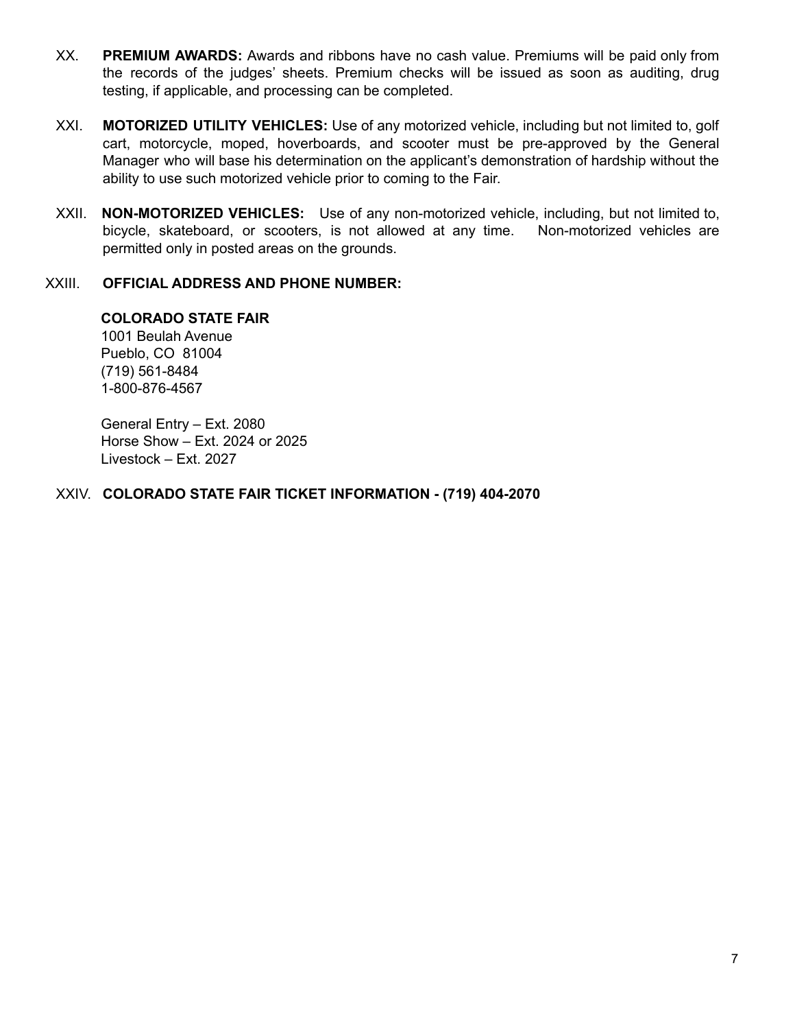XX. **PREMIUM AWARDS:** Awards and ribbons have no cash value. Premiums will be paid only from the records of the judges' sheets. Premium checks will be issued as soon as auditing, drug testing, if applicable, and processing can be completed.

XXI. **MOTORIZED UTILITY VEHICLES:** Use of any motorized vehicle, including but not limited to, golf cart, motorcycle, moped, hoverboards, and scooter must be pre-approved by the General Manager who will base his determination on the applicant's demonstration of hardship without the ability to use such motorized vehicle prior to coming to the Fair.

XXII. **NON-MOTORIZED VEHICLES:** Use of any non-motorized vehicle, including, but not limited to, bicycle, skateboard, or scooters, is not allowed at any time. Non-motorized vehicles are permitted only in posted areas on the grounds.

XXIII. **OFFICIAL ADDRESS AND PHONE NUMBER:**

**COLORADO STATE FAIR**
1001 Beulah Avenue
Pueblo, CO 81004
(719) 561-8484
1-800-876-4567

General Entry – Ext. 2080
Horse Show – Ext. 2024 or 2025
Livestock – Ext. 2027

XXIV. **COLORADO STATE FAIR TICKET INFORMATION - (719) 404-2070**